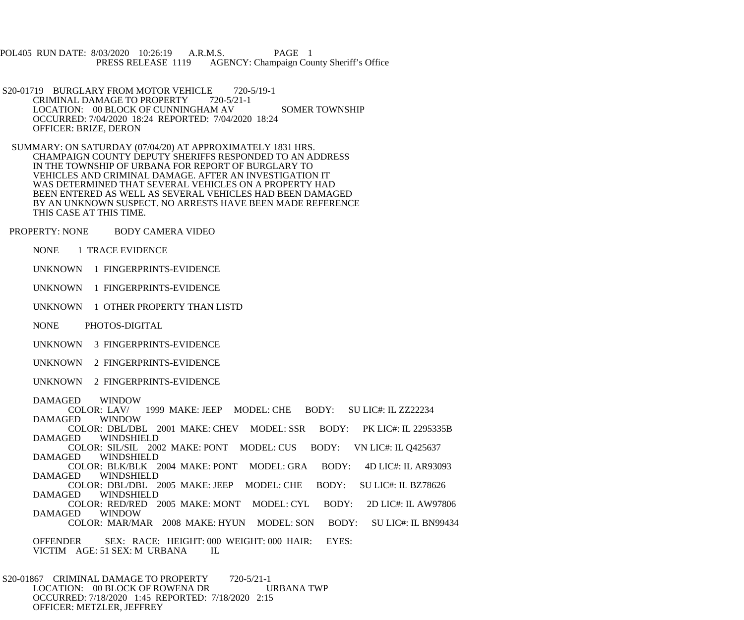POL405 RUN DATE: 8/03/2020 10:26:19 A.R.M.S. PAGE 1
PRESS RELEASE 1119 AGENCY: Champaign County Sheriff's Office

S20-01719 BURGLARY FROM MOTOR VEHICLE 720-5/19-1
CRIMINAL DAMAGE TO PROPERTY 720-5/21-1
LOCATION: 00 BLOCK OF CUNNINGHAM AV SOMER TOWNSHIP
OCCURRED: 7/04/2020 18:24 REPORTED: 7/04/2020 18:24
OFFICER: BRIZE, DERON

SUMMARY: ON SATURDAY (07/04/20) AT APPROXIMATELY 1831 HRS. CHAMPAIGN COUNTY DEPUTY SHERIFFS RESPONDED TO AN ADDRESS IN THE TOWNSHIP OF URBANA FOR REPORT OF BURGLARY TO VEHICLES AND CRIMINAL DAMAGE. AFTER AN INVESTIGATION IT WAS DETERMINED THAT SEVERAL VEHICLES ON A PROPERTY HAD BEEN ENTERED AS WELL AS SEVERAL VEHICLES HAD BEEN DAMAGED BY AN UNKNOWN SUSPECT. NO ARRESTS HAVE BEEN MADE REFERENCE THIS CASE AT THIS TIME.

PROPERTY: NONE BODY CAMERA VIDEO

NONE 1 TRACE EVIDENCE

UNKNOWN 1 FINGERPRINTS-EVIDENCE

UNKNOWN 1 FINGERPRINTS-EVIDENCE

UNKNOWN 1 OTHER PROPERTY THAN LISTD

NONE PHOTOS-DIGITAL

UNKNOWN 3 FINGERPRINTS-EVIDENCE

UNKNOWN 2 FINGERPRINTS-EVIDENCE

UNKNOWN 2 FINGERPRINTS-EVIDENCE

DAMAGED WINDOW
COLOR: LAV/ 1999 MAKE: JEEP MODEL: CHE BODY: SU LIC#: IL ZZ22234
DAMAGED WINDOW
COLOR: DBL/DBL 2001 MAKE: CHEV MODEL: SSR BODY: PK LIC#: IL 2295335B
DAMAGED WINDSHIELD
COLOR: SIL/SIL 2002 MAKE: PONT MODEL: CUS BODY: VN LIC#: IL Q425637
DAMAGED WINDSHIELD
COLOR: BLK/BLK 2004 MAKE: PONT MODEL: GRA BODY: 4D LIC#: IL AR93093
DAMAGED WINDSHIELD
COLOR: DBL/DBL 2005 MAKE: JEEP MODEL: CHE BODY: SU LIC#: IL BZ78626
DAMAGED WINDSHIELD
COLOR: RED/RED 2005 MAKE: MONT MODEL: CYL BODY: 2D LIC#: IL AW97806
DAMAGED WINDOW
COLOR: MAR/MAR 2008 MAKE: HYUN MODEL: SON BODY: SU LIC#: IL BN99434

OFFENDER SEX: RACE: HEIGHT: 000 WEIGHT: 000 HAIR: EYES:
VICTIM AGE: 51 SEX: M URBANA IL

S20-01867 CRIMINAL DAMAGE TO PROPERTY 720-5/21-1
LOCATION: 00 BLOCK OF ROWENA DR URBANA TWP
OCCURRED: 7/18/2020 1:45 REPORTED: 7/18/2020 2:15
OFFICER: METZLER, JEFFREY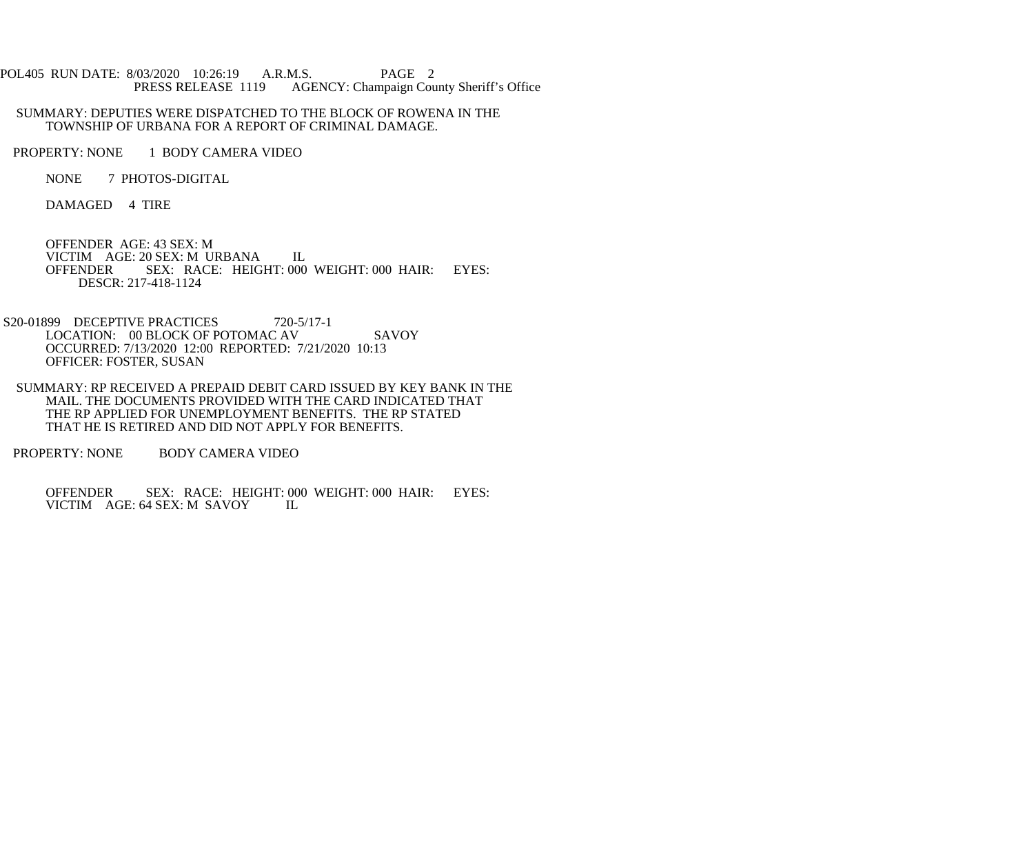SUMMARY: DEPUTIES WERE DISPATCHED TO THE BLOCK OF ROWENA IN THE TOWNSHIP OF URBANA FOR A REPORT OF CRIMINAL DAMAGE.

PROPERTY: NONE 1 BODY CAMERA VIDEO

NONE 7 PHOTOS-DIGITAL

DAMAGED 4 TIRE

OFFENDER AGE: 43 SEX: M
VICTIM AGE: 20 SEX: M URBANA IL
OFFENDER SEX: RACE: HEIGHT: 000 WEIGHT: 000 HAIR: EYES:
DESCR: 217-418-1124

S20-01899 DECEPTIVE PRACTICES 720-5/17-1
LOCATION: 00 BLOCK OF POTOMAC AV SAVOY
OCCURRED: 7/13/2020 12:00 REPORTED: 7/21/2020 10:13
OFFICER: FOSTER, SUSAN

SUMMARY: RP RECEIVED A PREPAID DEBIT CARD ISSUED BY KEY BANK IN THE MAIL. THE DOCUMENTS PROVIDED WITH THE CARD INDICATED THAT THE RP APPLIED FOR UNEMPLOYMENT BENEFITS. THE RP STATED THAT HE IS RETIRED AND DID NOT APPLY FOR BENEFITS.

PROPERTY: NONE BODY CAMERA VIDEO

OFFENDER SEX: RACE: HEIGHT: 000 WEIGHT: 000 HAIR: EYES:
VICTIM AGE: 64 SEX: M SAVOY IL